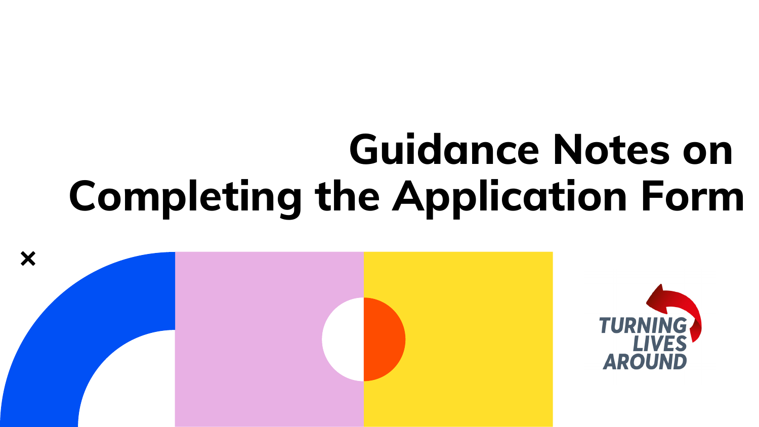# Guidance Notes on Completing the Application Form

TURNING LIVES AROUND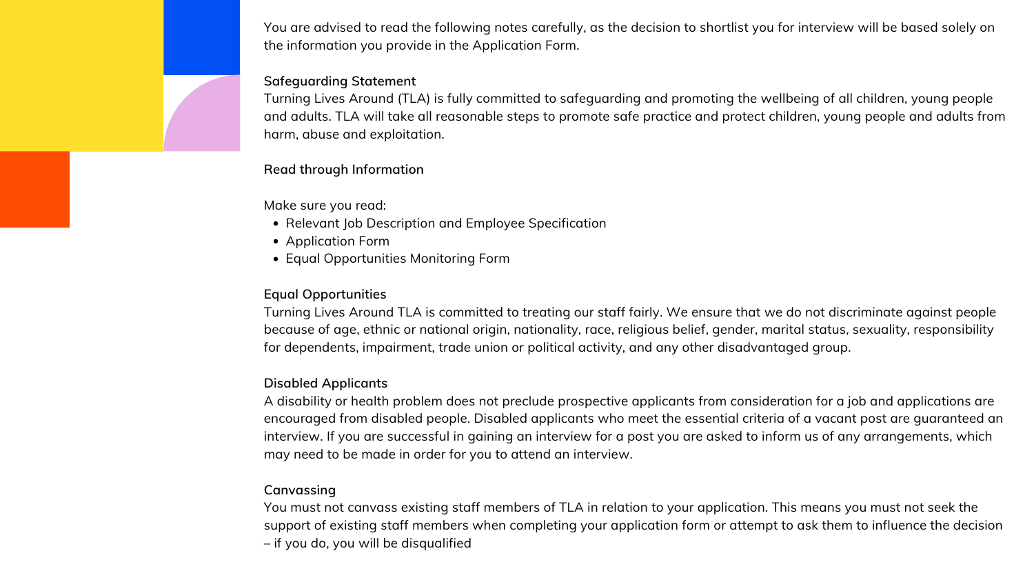You are advised to read the following notes carefully, as the decision to shortlist you for interview will be based solely on the information you provide in the Application Form.

**Safeguarding Statement**

Turning Lives Around (TLA) is fully committed to safeguarding and promoting the wellbeing of all children, young people and adults. TLA will take all reasonable steps to promote safe practice and protect children, young people and adults from harm, abuse and exploitation.

**Read through Information**

Make sure you read:

- Relevant Job Description and Employee Specification
- Application Form
- Equal Opportunities Monitoring Form

**Equal Opportunities**

Turning Lives Around TLA is committed to treating our staff fairly. We ensure that we do not discriminate against people because of age, ethnic or national origin, nationality, race, religious belief, gender, marital status, sexuality, responsibility for dependents, impairment, trade union or political activity, and any other disadvantaged group.

**Disabled Applicants**

A disability or health problem does not preclude prospective applicants from consideration for a job and applications are encouraged from disabled people. Disabled applicants who meet the essential criteria of a vacant post are guaranteed an interview. If you are successful in gaining an interview for a post you are asked to inform us of any arrangements, which may need to be made in order for you to attend an interview.

**Canvassing**

You must not canvass existing staff members of TLA in relation to your application. This means you must not seek the support of existing staff members when completing your application form or attempt to ask them to influence the decision – if you do, you will be disqualified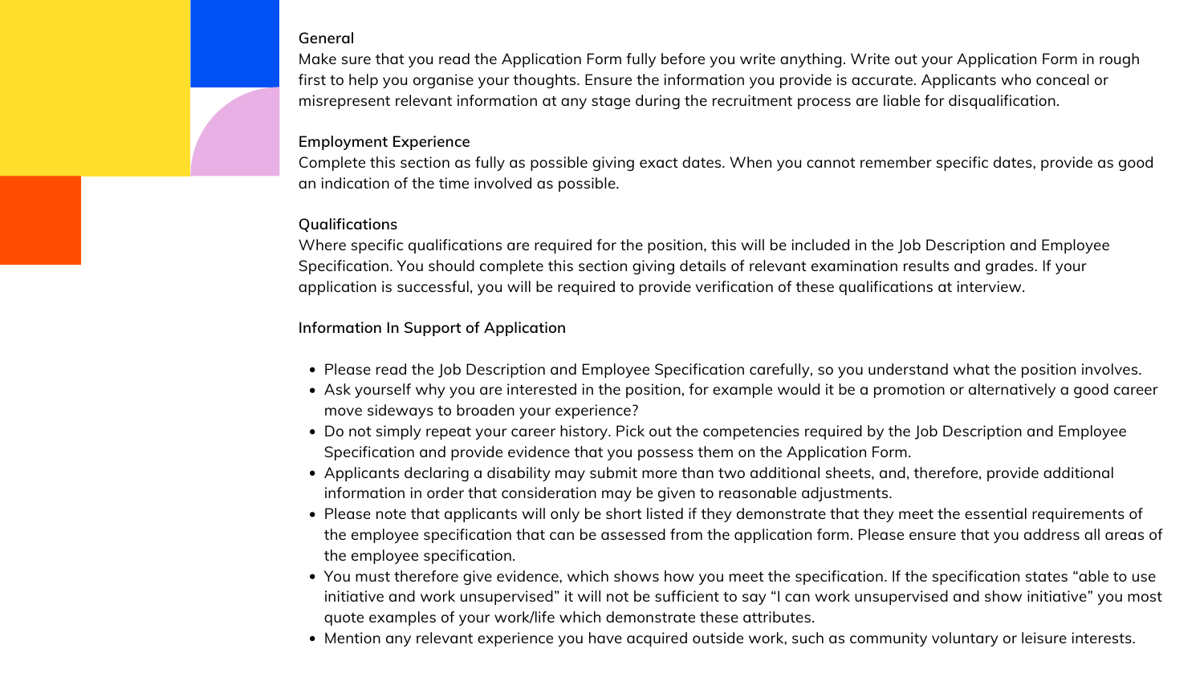### General

Make sure that you read the Application Form fully before you write anything. Write out your Application Form in rough first to help you organise your thoughts. Ensure the information you provide is accurate. Applicants who conceal or misrepresent relevant information at any stage during the recruitment process are liable for disqualification.

### Employment Experience

Complete this section as fully as possible giving exact dates. When you cannot remember specific dates, provide as good an indication of the time involved as possible.

### Qualifications

Where specific qualifications are required for the position, this will be included in the Job Description and Employee Specification. You should complete this section giving details of relevant examination results and grades. If your application is successful, you will be required to provide verification of these qualifications at interview.

### Information In Support of Application

- Please read the Job Description and Employee Specification carefully, so you understand what the position involves.
- Ask yourself why you are interested in the position, for example would it be a promotion or alternatively a good career move sideways to broaden your experience?
- Do not simply repeat your career history. Pick out the competencies required by the Job Description and Employee Specification and provide evidence that you possess them on the Application Form.
- Applicants declaring a disability may submit more than two additional sheets, and, therefore, provide additional information in order that consideration may be given to reasonable adjustments.
- Please note that applicants will only be short listed if they demonstrate that they meet the essential requirements of the employee specification that can be assessed from the application form. Please ensure that you address all areas of the employee specification.
- You must therefore give evidence, which shows how you meet the specification. If the specification states "able to use initiative and work unsupervised" it will not be sufficient to say "I can work unsupervised and show initiative" you most quote examples of your work/life which demonstrate these attributes.
- Mention any relevant experience you have acquired outside work, such as community voluntary or leisure interests.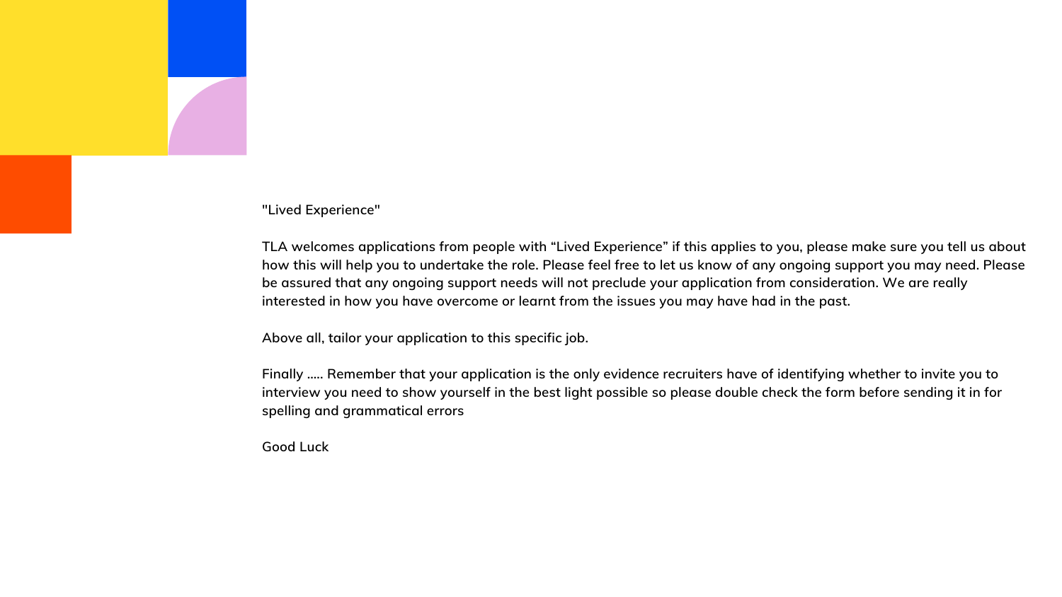"Lived Experience"

TLA welcomes applications from people with “Lived Experience” if this applies to you, please make sure you tell us about how this will help you to undertake the role. Please feel free to let us know of any ongoing support you may need. Please be assured that any ongoing support needs will not preclude your application from consideration. We are really interested in how you have overcome or learnt from the issues you may have had in the past.

Above all, tailor your application to this specific job.

Finally ..... Remember that your application is the only evidence recruiters have of identifying whether to invite you to interview you need to show yourself in the best light possible so please double check the form before sending it in for spelling and grammatical errors

Good Luck